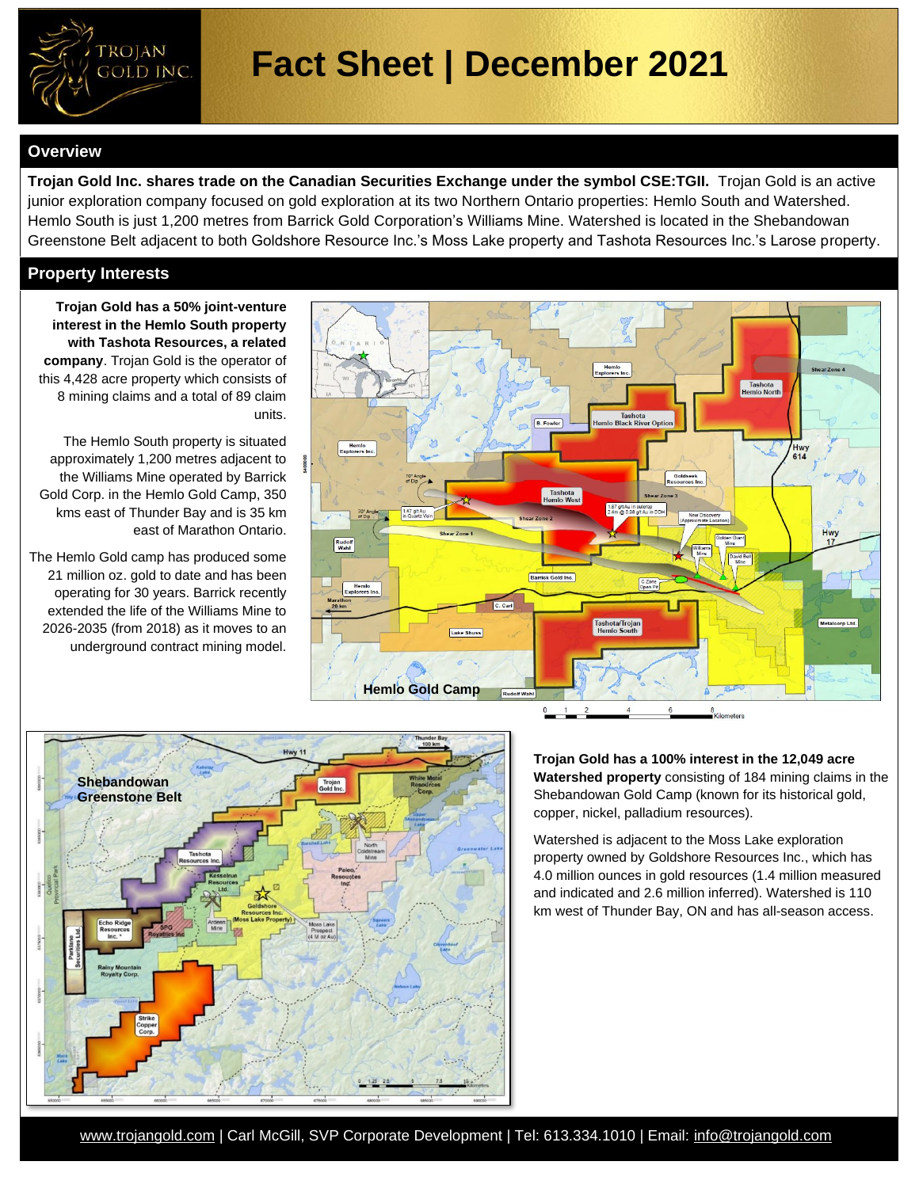# Fact Sheet | December 2021

## Overview

**Trojan Gold Inc. shares trade on the Canadian Securities Exchange under the symbol CSE:TGII.** Trojan Gold is an active junior exploration company focused on gold exploration at its two Northern Ontario properties: Hemlo South and Watershed. Hemlo South is just 1,200 metres from Barrick Gold Corporation's Williams Mine. Watershed is located in the Shebandowan Greenstone Belt adjacent to both Goldshore Resource Inc.'s Moss Lake property and Tashota Resources Inc.'s Larose property.

## Property Interests

**Trojan Gold has a 50% joint-venture interest in the Hemlo South property with Tashota Resources, a related company**. Trojan Gold is the operator of this 4,428 acre property which consists of 8 mining claims and a total of 89 claim units.

The Hemlo South property is situated approximately 1,200 metres adjacent to the Williams Mine operated by Barrick Gold Corp. in the Hemlo Gold Camp, 350 kms east of Thunder Bay and is 35 km east of Marathon Ontario.

The Hemlo Gold camp has produced some 21 million oz. gold to date and has been operating for 30 years. Barrick recently extended the life of the Williams Mine to 2026-2035 (from 2018) as it moves to an underground contract mining model.

Hemlo Gold Camp

**Trojan Gold has a 100% interest in the 12,049 acre Watershed property** consisting of 184 mining claims in the Shebandowan Gold Camp (known for its historical gold, copper, nickel, palladium resources).

Watershed is adjacent to the Moss Lake exploration property owned by Goldshore Resources Inc., which has 4.0 million ounces in gold resources (1.4 million measured and indicated and 2.6 million inferred). Watershed is 110 km west of Thunder Bay, ON and has all-season access.

Shebandowan Greenstone Belt

www.trojangold.com | Carl McGill, SVP Corporate Development | Tel: 613.334.1010 | Email: info@trojangold.com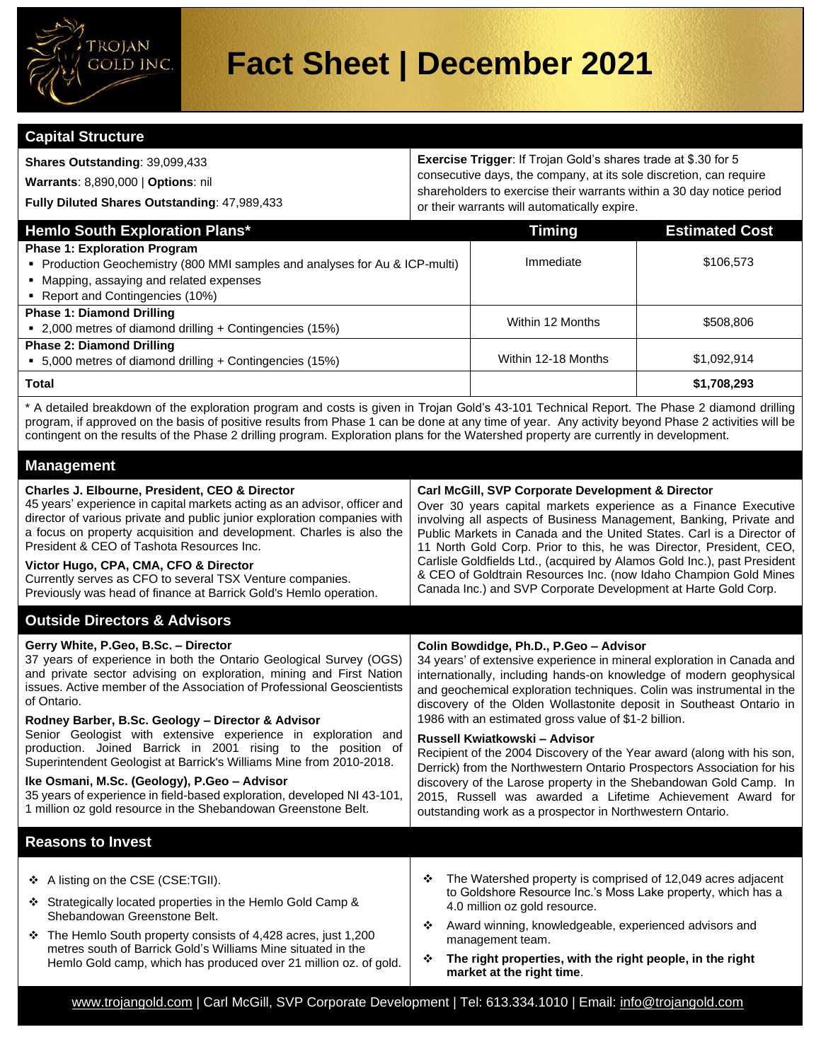# Fact Sheet | December 2021

## Capital Structure

**Shares Outstanding**: 39,099,433

**Warrants**: 8,890,000 | **Options**: nil

**Fully Diluted Shares Outstanding**: 47,989,433

**Exercise Trigger**: If Trojan Gold's shares trade at $.30 for 5 consecutive days, the company, at its sole discretion, can require shareholders to exercise their warrants within a 30 day notice period or their warrants will automatically expire.

| Hemlo South Exploration Plans* | Timing | Estimated Cost |
|---|---|---|
| **Phase 1: Exploration Program**<br>▪ Production Geochemistry (800 MMI samples and analyses for Au & ICP-multi)<br>▪ Mapping, assaying and related expenses<br>▪ Report and Contingencies (10%) | Immediate | $106,573 |
| **Phase 1: Diamond Drilling**<br>▪ 2,000 metres of diamond drilling + Contingencies (15%) | Within 12 Months | $508,806 |
| **Phase 2: Diamond Drilling**<br>▪ 5,000 metres of diamond drilling + Contingencies (15%) | Within 12-18 Months | $1,092,914 |
| **Total** | | **$1,708,293** |

* A detailed breakdown of the exploration program and costs is given in Trojan Gold's 43-101 Technical Report. The Phase 2 diamond drilling program, if approved on the basis of positive results from Phase 1 can be done at any time of year. Any activity beyond Phase 2 activities will be contingent on the results of the Phase 2 drilling program. Exploration plans for the Watershed property are currently in development.

## Management

**Charles J. Elbourne, President, CEO & Director**
45 years' experience in capital markets acting as an advisor, officer and director of various private and public junior exploration companies with a focus on property acquisition and development. Charles is also the President & CEO of Tashota Resources Inc.

**Victor Hugo, CPA, CMA, CFO & Director**
Currently serves as CFO to several TSX Venture companies. Previously was head of finance at Barrick Gold's Hemlo operation.

**Carl McGill, SVP Corporate Development & Director**
Over 30 years capital markets experience as a Finance Executive involving all aspects of Business Management, Banking, Private and Public Markets in Canada and the United States. Carl is a Director of 11 North Gold Corp. Prior to this, he was Director, President, CEO, Carlisle Goldfields Ltd., (acquired by Alamos Gold Inc.), past President & CEO of Goldtrain Resources Inc. (now Idaho Champion Gold Mines Canada Inc.) and SVP Corporate Development at Harte Gold Corp.

## Outside Directors & Advisors

**Gerry White, P.Geo, B.Sc. – Director**
37 years of experience in both the Ontario Geological Survey (OGS) and private sector advising on exploration, mining and First Nation issues. Active member of the Association of Professional Geoscientists of Ontario.

**Rodney Barber, B.Sc. Geology – Director & Advisor**
Senior Geologist with extensive experience in exploration and production. Joined Barrick in 2001 rising to the position of Superintendent Geologist at Barrick's Williams Mine from 2010-2018.

**Ike Osmani, M.Sc. (Geology), P.Geo – Advisor**
35 years of experience in field-based exploration, developed NI 43-101, 1 million oz gold resource in the Shebandowan Greenstone Belt.

**Colin Bowdidge, Ph.D., P.Geo – Advisor**
34 years' of extensive experience in mineral exploration in Canada and internationally, including hands-on knowledge of modern geophysical and geochemical exploration techniques. Colin was instrumental in the discovery of the Olden Wollastonite deposit in Southeast Ontario in 1986 with an estimated gross value of $1-2 billion.

**Russell Kwiatkowski – Advisor**
Recipient of the 2004 Discovery of the Year award (along with his son, Derrick) from the Northwestern Ontario Prospectors Association for his discovery of the Larose property in the Shebandowan Gold Camp. In 2015, Russell was awarded a Lifetime Achievement Award for outstanding work as a prospector in Northwestern Ontario.

## Reasons to Invest

- A listing on the CSE (CSE:TGII).
- Strategically located properties in the Hemlo Gold Camp & Shebandowan Greenstone Belt.
- The Hemlo South property consists of 4,428 acres, just 1,200 metres south of Barrick Gold's Williams Mine situated in the Hemlo Gold camp, which has produced over 21 million oz. of gold.
- The Watershed property is comprised of 12,049 acres adjacent to Goldshore Resource Inc.'s Moss Lake property, which has a 4.0 million oz gold resource.
- Award winning, knowledgeable, experienced advisors and management team.
- **The right properties, with the right people, in the right market at the right time**.

www.trojangold.com | Carl McGill, SVP Corporate Development | Tel: 613.334.1010 | Email: info@trojangold.com